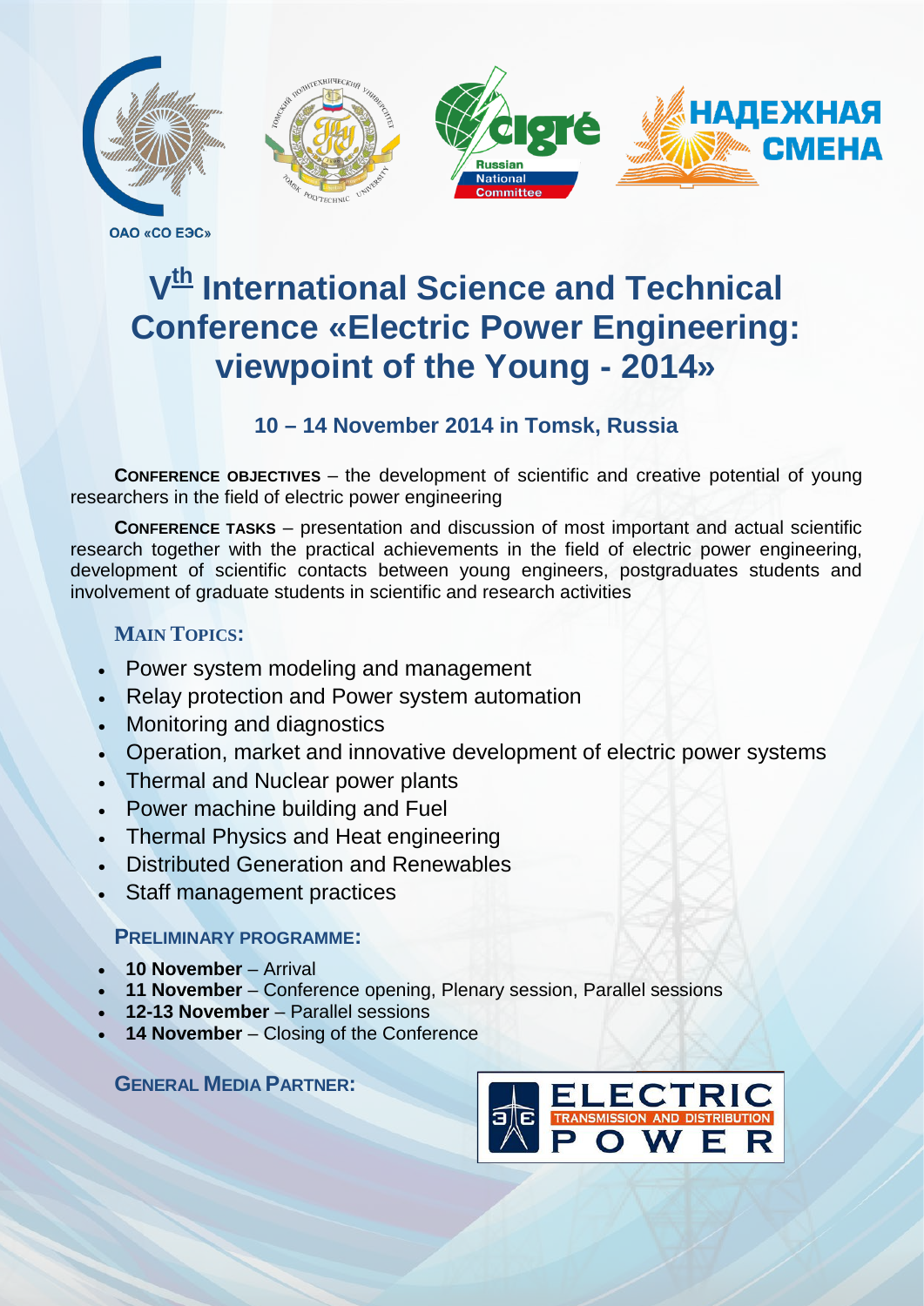ОАО «СО ЕЭС»

НАДЕЖНАЯ СМЕНА

# V$^{th}$ International Science and Technical Conference «Electric Power Engineering: viewpoint of the Young - 2014»

## 10 – 14 November 2014 in Tomsk, Russia

**CONFERENCE OBJECTIVES** – the development of scientific and creative potential of young researchers in the field of electric power engineering

**CONFERENCE TASKS** – presentation and discussion of most important and actual scientific research together with the practical achievements in the field of electric power engineering, development of scientific contacts between young engineers, postgraduates students and involvement of graduate students in scientific and research activities

### MAIN TOPICS:

- Power system modeling and management
- Relay protection and Power system automation
- Monitoring and diagnostics
- Operation, market and innovative development of electric power systems
- Thermal and Nuclear power plants
- Power machine building and Fuel
- Thermal Physics and Heat engineering
- Distributed Generation and Renewables
- Staff management practices

### PRELIMINARY PROGRAMME:

- **10 November** – Arrival
- **11 November** – Conference opening, Plenary session, Parallel sessions
- **12-13 November** – Parallel sessions
- **14 November** – Closing of the Conference

### GENERAL MEDIA PARTNER:

ELECTRIC POWER TRANSMISSION AND DISTRIBUTION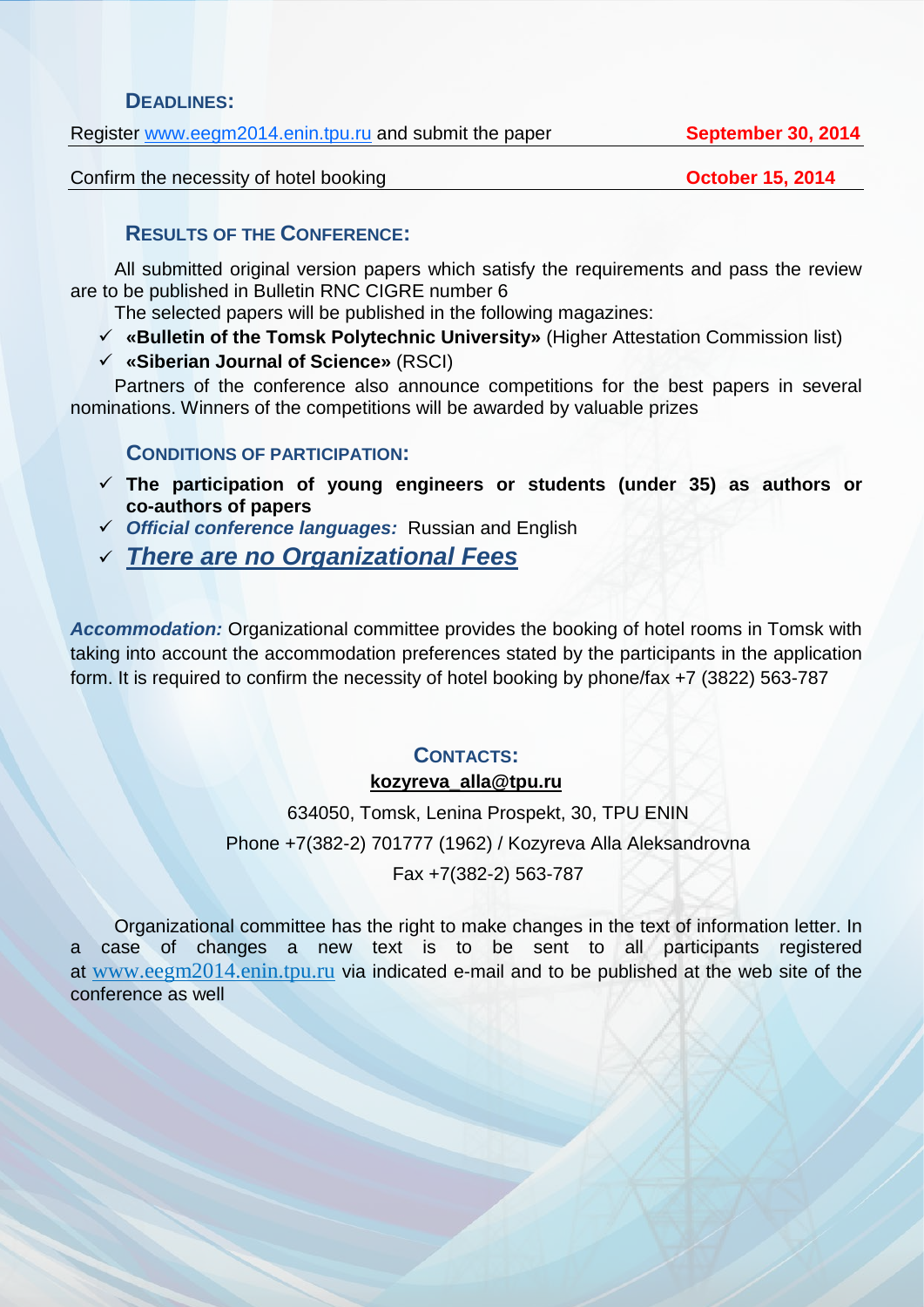## DEADLINES:

| | |
|---|---|
| Register www.eegm2014.enin.tpu.ru and submit the paper | **September 30, 2014** |
| Confirm the necessity of hotel booking | **October 15, 2014** |

## RESULTS OF THE CONFERENCE:

All submitted original version papers which satisfy the requirements and pass the review are to be published in Bulletin RNC CIGRE number 6

The selected papers will be published in the following magazines:

- ✓ **«Bulletin of the Tomsk Polytechnic University»** (Higher Attestation Commission list)
- ✓ **«Siberian Journal of Science»** (RSCI)

Partners of the conference also announce competitions for the best papers in several nominations. Winners of the competitions will be awarded by valuable prizes

## CONDITIONS OF PARTICIPATION:

- ✓ **The participation of young engineers or students (under 35) as authors or co-authors of papers**
- ✓ ***Official conference languages:*** Russian and English
- ✓ ***There are no Organizational Fees***

***Accommodation:*** Organizational committee provides the booking of hotel rooms in Tomsk with taking into account the accommodation preferences stated by the participants in the application form. It is required to confirm the necessity of hotel booking by phone/fax +7 (3822) 563-787

## CONTACTS:

**kozyreva_alla@tpu.ru**

634050, Tomsk, Lenina Prospekt, 30, TPU ENIN

Phone +7(382-2) 701777 (1962) / Kozyreva Alla Aleksandrovna

Fax +7(382-2) 563-787

Organizational committee has the right to make changes in the text of information letter. In a case of changes a new text is to be sent to all participants registered at www.eegm2014.enin.tpu.ru via indicated e-mail and to be published at the web site of the conference as well